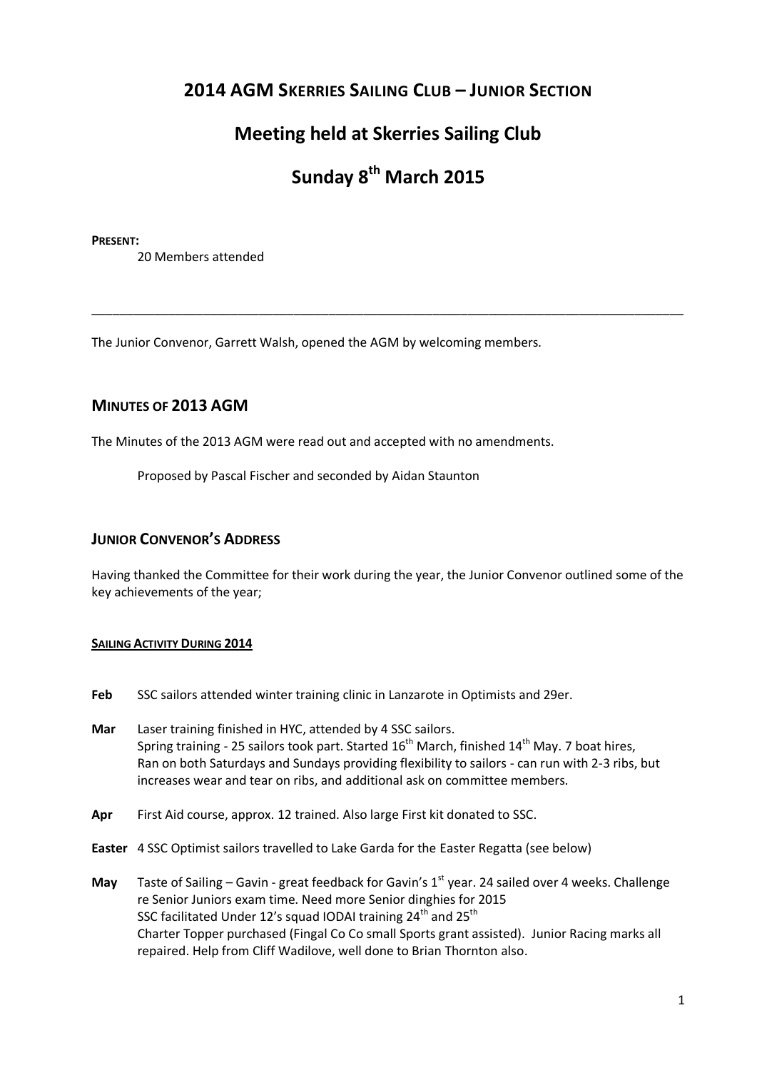# 2014 AGM Skerries Sailing Club – Junior Section

# Meeting held at Skerries Sailing Club

# Sunday 8th March 2015

**PRESENT:**

20 Members attended

---

The Junior Convenor, Garrett Walsh, opened the AGM by welcoming members.

## MINUTES OF 2013 AGM

The Minutes of the 2013 AGM were read out and accepted with no amendments.

Proposed by Pascal Fischer and seconded by Aidan Staunton

## JUNIOR CONVENOR'S ADDRESS

Having thanked the Committee for their work during the year, the Junior Convenor outlined some of the key achievements of the year;

### SAILING ACTIVITY DURING 2014

**Feb** SSC sailors attended winter training clinic in Lanzarote in Optimists and 29er.

**Mar** Laser training finished in HYC, attended by 4 SSC sailors.
Spring training - 25 sailors took part. Started 16th March, finished 14th May. 7 boat hires, Ran on both Saturdays and Sundays providing flexibility to sailors - can run with 2-3 ribs, but increases wear and tear on ribs, and additional ask on committee members.

**Apr** First Aid course, approx. 12 trained. Also large First kit donated to SSC.

**Easter** 4 SSC Optimist sailors travelled to Lake Garda for the Easter Regatta (see below)

**May** Taste of Sailing – Gavin - great feedback for Gavin's 1st year. 24 sailed over 4 weeks. Challenge re Senior Juniors exam time. Need more Senior dinghies for 2015
SSC facilitated Under 12's squad IODAI training 24th and 25th
Charter Topper purchased (Fingal Co Co small Sports grant assisted). Junior Racing marks all repaired. Help from Cliff Wadilove, well done to Brian Thornton also.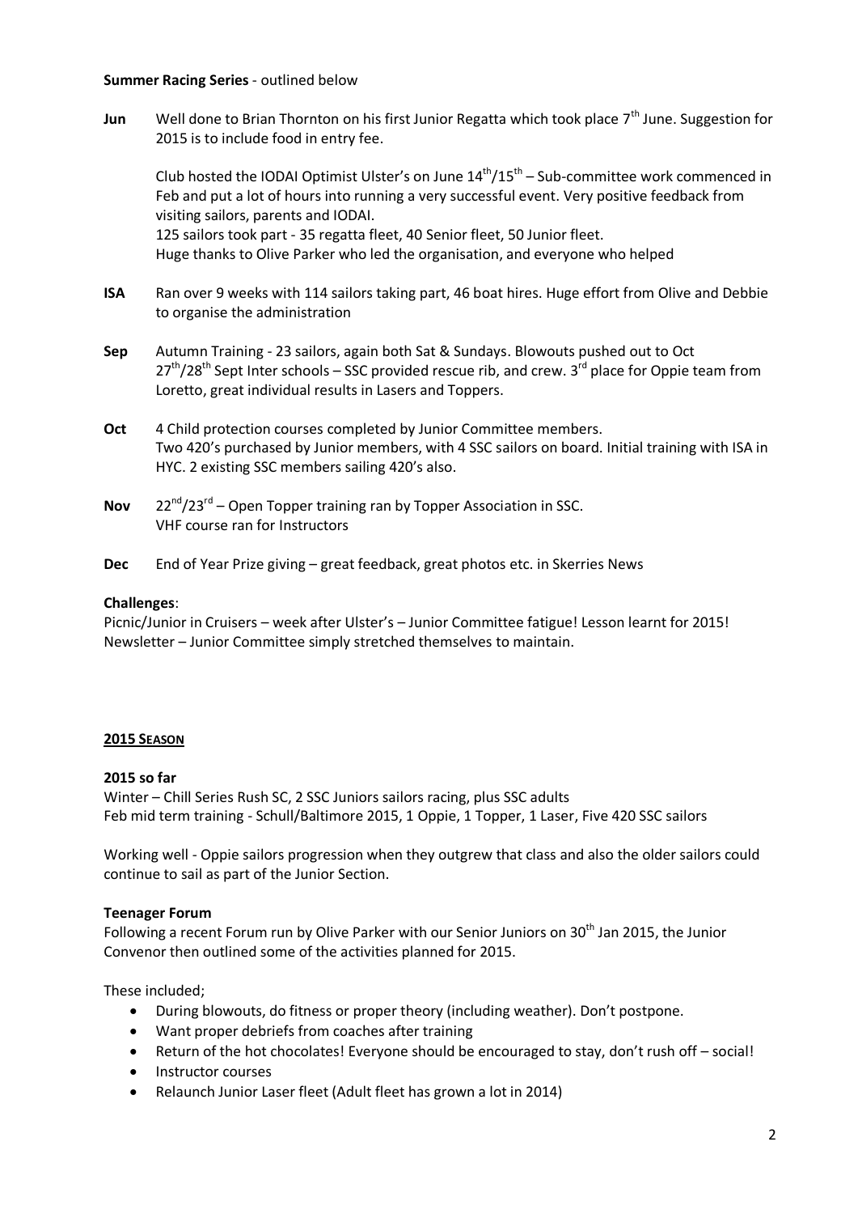**Summary Racing Series** - outlined below

**Jun** Well done to Brian Thornton on his first Junior Regatta which took place 7th June. Suggestion for 2015 is to include food in entry fee.

Club hosted the IODAI Optimist Ulster's on June 14th/15th – Sub-committee work commenced in Feb and put a lot of hours into running a very successful event. Very positive feedback from visiting sailors, parents and IODAI.
125 sailors took part - 35 regatta fleet, 40 Senior fleet, 50 Junior fleet.
Huge thanks to Olive Parker who led the organisation, and everyone who helped

**ISA** Ran over 9 weeks with 114 sailors taking part, 46 boat hires. Huge effort from Olive and Debbie to organise the administration

**Sep** Autumn Training - 23 sailors, again both Sat & Sundays. Blowouts pushed out to Oct
27th/28th Sept Inter schools – SSC provided rescue rib, and crew. 3rd place for Oppie team from Loretto, great individual results in Lasers and Toppers.

**Oct** 4 Child protection courses completed by Junior Committee members.
Two 420's purchased by Junior members, with 4 SSC sailors on board. Initial training with ISA in HYC. 2 existing SSC members sailing 420's also.

**Nov** 22nd/23rd – Open Topper training ran by Topper Association in SSC.
VHF course ran for Instructors

**Dec** End of Year Prize giving – great feedback, great photos etc. in Skerries News

**Challenges**:
Picnic/Junior in Cruisers – week after Ulster's – Junior Committee fatigue! Lesson learnt for 2015!
Newsletter – Junior Committee simply stretched themselves to maintain.

## 2015 SEASON

**2015 so far**

Winter – Chill Series Rush SC, 2 SSC Juniors sailors racing, plus SSC adults
Feb mid term training - Schull/Baltimore 2015, 1 Oppie, 1 Topper, 1 Laser, Five 420 SSC sailors

Working well - Oppie sailors progression when they outgrew that class and also the older sailors could continue to sail as part of the Junior Section.

**Teenager Forum**

Following a recent Forum run by Olive Parker with our Senior Juniors on 30th Jan 2015, the Junior Convenor then outlined some of the activities planned for 2015.

These included;

- During blowouts, do fitness or proper theory (including weather). Don't postpone.
- Want proper debriefs from coaches after training
- Return of the hot chocolates! Everyone should be encouraged to stay, don't rush off – social!
- Instructor courses
- Relaunch Junior Laser fleet (Adult fleet has grown a lot in 2014)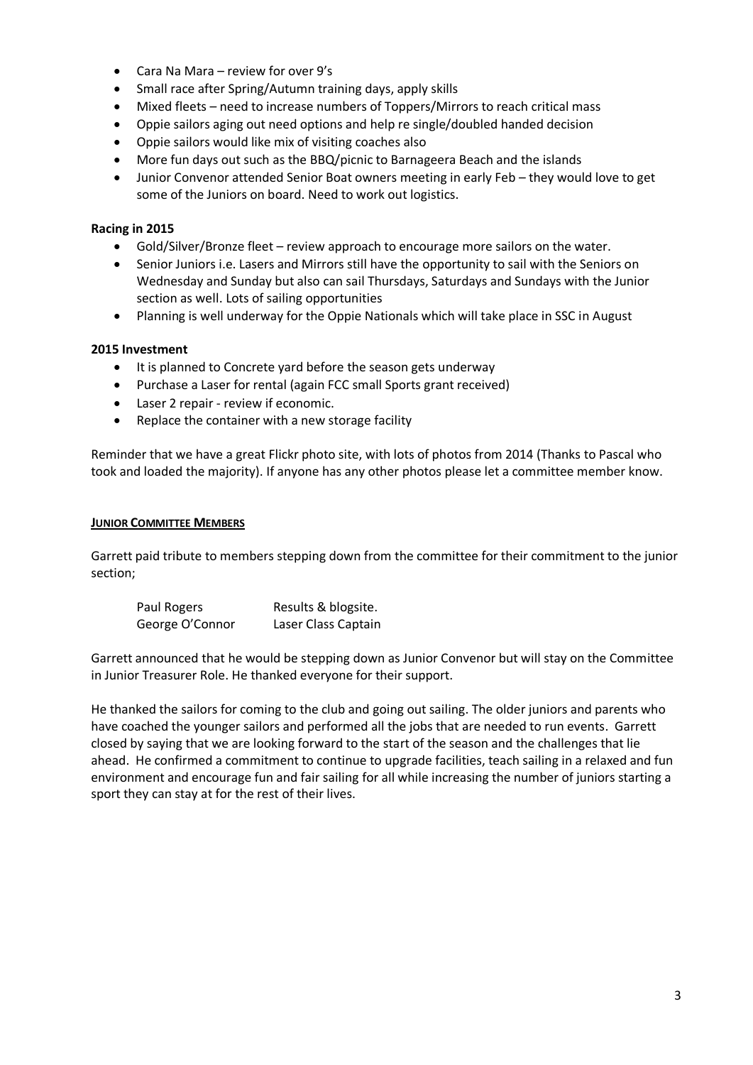- Cara Na Mara – review for over 9's
- Small race after Spring/Autumn training days, apply skills
- Mixed fleets – need to increase numbers of Toppers/Mirrors to reach critical mass
- Oppie sailors aging out need options and help re single/doubled handed decision
- Oppie sailors would like mix of visiting coaches also
- More fun days out such as the BBQ/picnic to Barnageera Beach and the islands
- Junior Convenor attended Senior Boat owners meeting in early Feb – they would love to get some of the Juniors on board. Need to work out logistics.

**Racing in 2015**

- Gold/Silver/Bronze fleet – review approach to encourage more sailors on the water.
- Senior Juniors i.e. Lasers and Mirrors still have the opportunity to sail with the Seniors on Wednesday and Sunday but also can sail Thursdays, Saturdays and Sundays with the Junior section as well. Lots of sailing opportunities
- Planning is well underway for the Oppie Nationals which will take place in SSC in August

**2015 Investment**

- It is planned to Concrete yard before the season gets underway
- Purchase a Laser for rental (again FCC small Sports grant received)
- Laser 2 repair - review if economic.
- Replace the container with a new storage facility

Reminder that we have a great Flickr photo site, with lots of photos from 2014 (Thanks to Pascal who took and loaded the majority). If anyone has any other photos please let a committee member know.

**JUNIOR COMMITTEE MEMBERS**

Garrett paid tribute to members stepping down from the committee for their commitment to the junior section;

| | |
|---|---|
| Paul Rogers | Results & blogsite. |
| George O'Connor | Laser Class Captain |

Garrett announced that he would be stepping down as Junior Convenor but will stay on the Committee in Junior Treasurer Role. He thanked everyone for their support.

He thanked the sailors for coming to the club and going out sailing. The older juniors and parents who have coached the younger sailors and performed all the jobs that are needed to run events. Garrett closed by saying that we are looking forward to the start of the season and the challenges that lie ahead. He confirmed a commitment to continue to upgrade facilities, teach sailing in a relaxed and fun environment and encourage fun and fair sailing for all while increasing the number of juniors starting a sport they can stay at for the rest of their lives.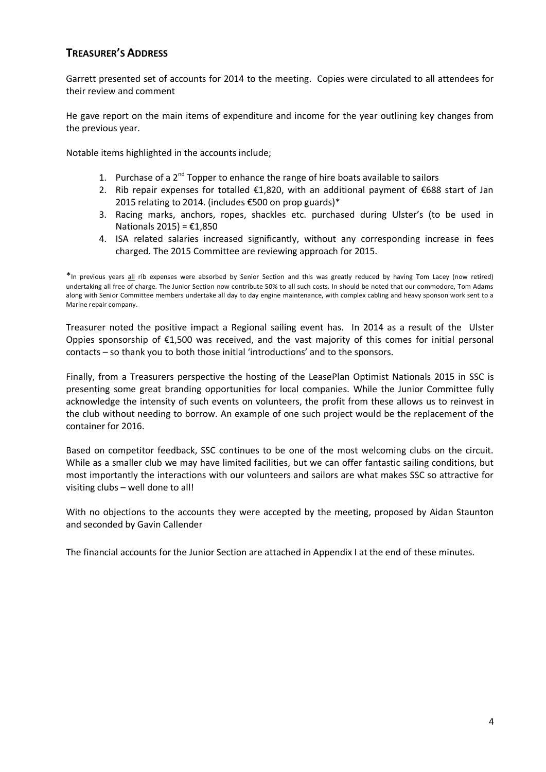## TREASURER'S ADDRESS

Garrett presented set of accounts for 2014 to the meeting. Copies were circulated to all attendees for their review and comment

He gave report on the main items of expenditure and income for the year outlining key changes from the previous year.

Notable items highlighted in the accounts include;

1. Purchase of a 2nd Topper to enhance the range of hire boats available to sailors
2. Rib repair expenses for totalled €1,820, with an additional payment of €688 start of Jan 2015 relating to 2014. (includes €500 on prop guards)*
3. Racing marks, anchors, ropes, shackles etc. purchased during Ulster's (to be used in Nationals 2015) = €1,850
4. ISA related salaries increased significantly, without any corresponding increase in fees charged. The 2015 Committee are reviewing approach for 2015.

*In previous years all rib expenses were absorbed by Senior Section and this was greatly reduced by having Tom Lacey (now retired) undertaking all free of charge. The Junior Section now contribute 50% to all such costs. In should be noted that our commodore, Tom Adams along with Senior Committee members undertake all day to day engine maintenance, with complex cabling and heavy sponson work sent to a Marine repair company.

Treasurer noted the positive impact a Regional sailing event has. In 2014 as a result of the Ulster Oppies sponsorship of €1,500 was received, and the vast majority of this comes for initial personal contacts – so thank you to both those initial 'introductions' and to the sponsors.

Finally, from a Treasurers perspective the hosting of the LeasePlan Optimist Nationals 2015 in SSC is presenting some great branding opportunities for local companies. While the Junior Committee fully acknowledge the intensity of such events on volunteers, the profit from these allows us to reinvest in the club without needing to borrow. An example of one such project would be the replacement of the container for 2016.

Based on competitor feedback, SSC continues to be one of the most welcoming clubs on the circuit. While as a smaller club we may have limited facilities, but we can offer fantastic sailing conditions, but most importantly the interactions with our volunteers and sailors are what makes SSC so attractive for visiting clubs – well done to all!

With no objections to the accounts they were accepted by the meeting, proposed by Aidan Staunton and seconded by Gavin Callender

The financial accounts for the Junior Section are attached in Appendix I at the end of these minutes.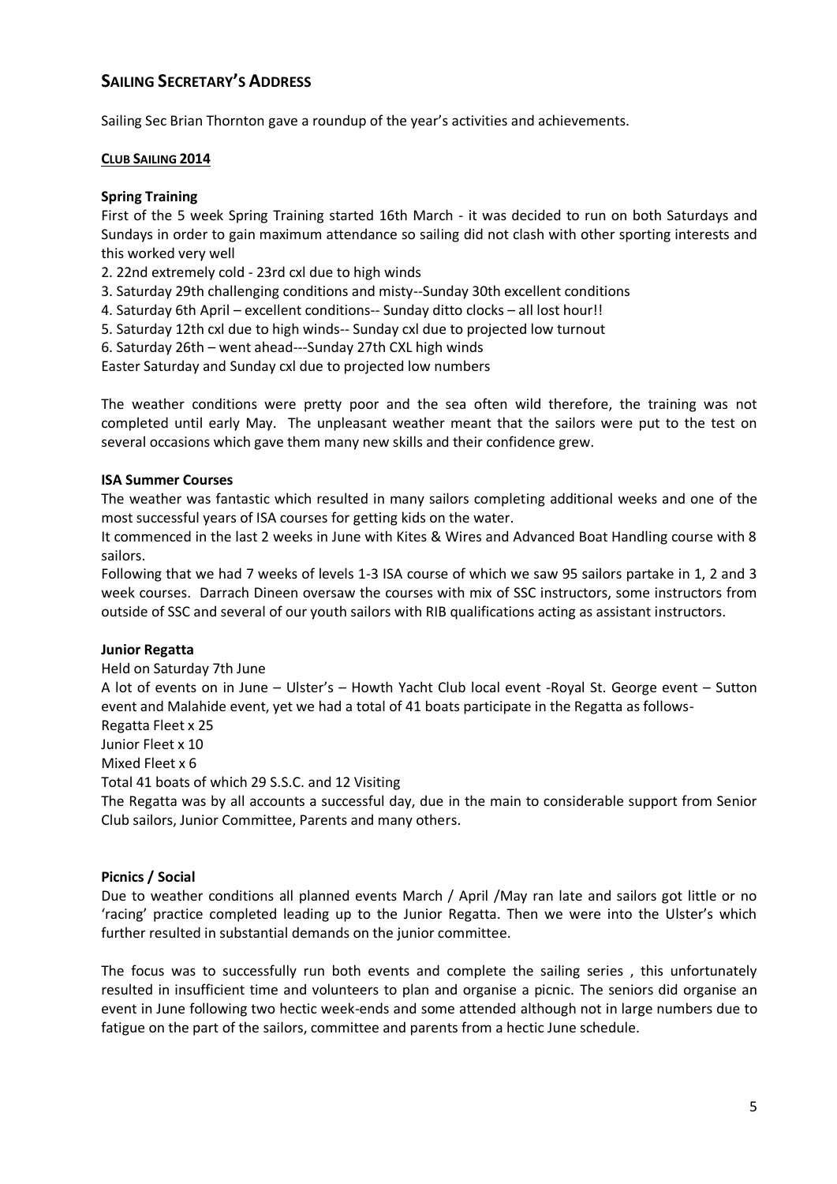## Sailing Secretary's Address

Sailing Sec Brian Thornton gave a roundup of the year's activities and achievements.

### Club Sailing 2014

**Spring Training**

First of the 5 week Spring Training started 16th March - it was decided to run on both Saturdays and Sundays in order to gain maximum attendance so sailing did not clash with other sporting interests and this worked very well

2. 22nd extremely cold - 23rd cxl due to high winds
3. Saturday 29th challenging conditions and misty--Sunday 30th excellent conditions
4. Saturday 6th April – excellent conditions-- Sunday ditto clocks – all lost hour!!
5. Saturday 12th cxl due to high winds-- Sunday cxl due to projected low turnout
6. Saturday 26th – went ahead---Sunday 27th CXL high winds

Easter Saturday and Sunday cxl due to projected low numbers

The weather conditions were pretty poor and the sea often wild therefore, the training was not completed until early May. The unpleasant weather meant that the sailors were put to the test on several occasions which gave them many new skills and their confidence grew.

**ISA Summer Courses**

The weather was fantastic which resulted in many sailors completing additional weeks and one of the most successful years of ISA courses for getting kids on the water.

It commenced in the last 2 weeks in June with Kites & Wires and Advanced Boat Handling course with 8 sailors.

Following that we had 7 weeks of levels 1-3 ISA course of which we saw 95 sailors partake in 1, 2 and 3 week courses. Darrach Dineen oversaw the courses with mix of SSC instructors, some instructors from outside of SSC and several of our youth sailors with RIB qualifications acting as assistant instructors.

**Junior Regatta**

Held on Saturday 7th June

A lot of events on in June – Ulster's – Howth Yacht Club local event -Royal St. George event – Sutton event and Malahide event, yet we had a total of 41 boats participate in the Regatta as follows-

Regatta Fleet x 25
Junior Fleet x 10
Mixed Fleet x 6
Total 41 boats of which 29 S.S.C. and 12 Visiting

The Regatta was by all accounts a successful day, due in the main to considerable support from Senior Club sailors, Junior Committee, Parents and many others.

**Picnics / Social**

Due to weather conditions all planned events March / April /May ran late and sailors got little or no 'racing' practice completed leading up to the Junior Regatta. Then we were into the Ulster's which further resulted in substantial demands on the junior committee.

The focus was to successfully run both events and complete the sailing series , this unfortunately resulted in insufficient time and volunteers to plan and organise a picnic. The seniors did organise an event in June following two hectic week-ends and some attended although not in large numbers due to fatigue on the part of the sailors, committee and parents from a hectic June schedule.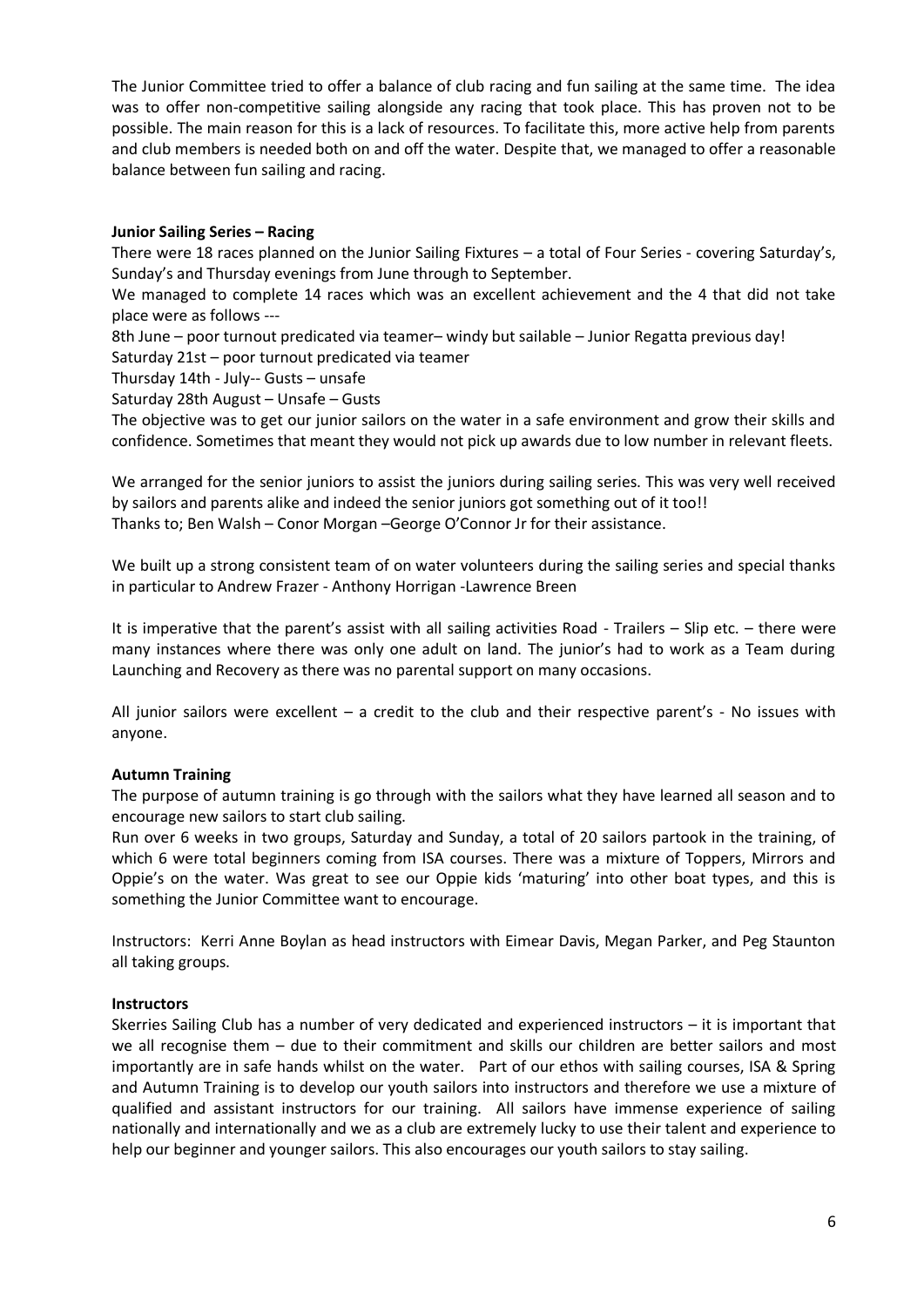The Junior Committee tried to offer a balance of club racing and fun sailing at the same time. The idea was to offer non-competitive sailing alongside any racing that took place. This has proven not to be possible. The main reason for this is a lack of resources. To facilitate this, more active help from parents and club members is needed both on and off the water. Despite that, we managed to offer a reasonable balance between fun sailing and racing.

**Junior Sailing Series – Racing**

There were 18 races planned on the Junior Sailing Fixtures – a total of Four Series - covering Saturday's, Sunday's and Thursday evenings from June through to September.

We managed to complete 14 races which was an excellent achievement and the 4 that did not take place were as follows ---

8th June – poor turnout predicated via teamer– windy but sailable – Junior Regatta previous day!

Saturday 21st – poor turnout predicated via teamer

Thursday 14th - July-- Gusts – unsafe

Saturday 28th August – Unsafe – Gusts

The objective was to get our junior sailors on the water in a safe environment and grow their skills and confidence. Sometimes that meant they would not pick up awards due to low number in relevant fleets.

We arranged for the senior juniors to assist the juniors during sailing series. This was very well received by sailors and parents alike and indeed the senior juniors got something out of it too!!

Thanks to; Ben Walsh – Conor Morgan –George O'Connor Jr for their assistance.

We built up a strong consistent team of on water volunteers during the sailing series and special thanks in particular to Andrew Frazer - Anthony Horrigan -Lawrence Breen

It is imperative that the parent's assist with all sailing activities Road - Trailers – Slip etc. – there were many instances where there was only one adult on land. The junior's had to work as a Team during Launching and Recovery as there was no parental support on many occasions.

All junior sailors were excellent – a credit to the club and their respective parent's - No issues with anyone.

**Autumn Training**

The purpose of autumn training is go through with the sailors what they have learned all season and to encourage new sailors to start club sailing.

Run over 6 weeks in two groups, Saturday and Sunday, a total of 20 sailors partook in the training, of which 6 were total beginners coming from ISA courses. There was a mixture of Toppers, Mirrors and Oppie's on the water. Was great to see our Oppie kids 'maturing' into other boat types, and this is something the Junior Committee want to encourage.

Instructors: Kerri Anne Boylan as head instructors with Eimear Davis, Megan Parker, and Peg Staunton all taking groups.

**Instructors**

Skerries Sailing Club has a number of very dedicated and experienced instructors – it is important that we all recognise them – due to their commitment and skills our children are better sailors and most importantly are in safe hands whilst on the water. Part of our ethos with sailing courses, ISA & Spring and Autumn Training is to develop our youth sailors into instructors and therefore we use a mixture of qualified and assistant instructors for our training. All sailors have immense experience of sailing nationally and internationally and we as a club are extremely lucky to use their talent and experience to help our beginner and younger sailors. This also encourages our youth sailors to stay sailing.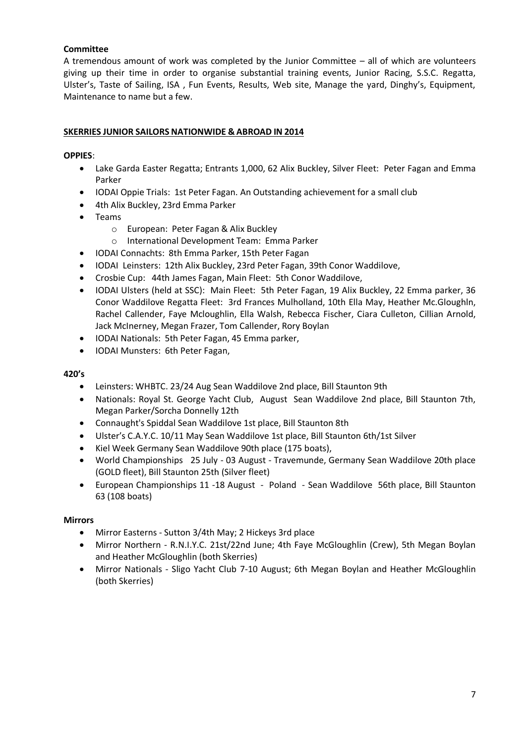**Committee**

A tremendous amount of work was completed by the Junior Committee – all of which are volunteers giving up their time in order to organise substantial training events, Junior Racing, S.S.C. Regatta, Ulster's, Taste of Sailing, ISA , Fun Events, Results, Web site, Manage the yard, Dinghy's, Equipment, Maintenance to name but a few.

**SKERRIES JUNIOR SAILORS NATIONWIDE & ABROAD IN 2014**

**OPPIES**:

- Lake Garda Easter Regatta; Entrants 1,000, 62 Alix Buckley, Silver Fleet: Peter Fagan and Emma Parker
- IODAI Oppie Trials: 1st Peter Fagan. An Outstanding achievement for a small club
- 4th Alix Buckley, 23rd Emma Parker
- Teams
    - European: Peter Fagan & Alix Buckley
    - International Development Team: Emma Parker
- IODAI Connachts: 8th Emma Parker, 15th Peter Fagan
- IODAI Leinsters: 12th Alix Buckley, 23rd Peter Fagan, 39th Conor Waddilove,
- Crosbie Cup: 44th James Fagan, Main Fleet: 5th Conor Waddilove,
- IODAI Ulsters (held at SSC): Main Fleet: 5th Peter Fagan, 19 Alix Buckley, 22 Emma parker, 36 Conor Waddilove Regatta Fleet: 3rd Frances Mulholland, 10th Ella May, Heather Mc.Gloughln, Rachel Callender, Faye Mcloughlin, Ella Walsh, Rebecca Fischer, Ciara Culleton, Cillian Arnold, Jack McInerney, Megan Frazer, Tom Callender, Rory Boylan
- IODAI Nationals: 5th Peter Fagan, 45 Emma parker,
- IODAI Munsters: 6th Peter Fagan,

**420's**

- Leinsters: WHBTC. 23/24 Aug Sean Waddilove 2nd place, Bill Staunton 9th
- Nationals: Royal St. George Yacht Club, August Sean Waddilove 2nd place, Bill Staunton 7th, Megan Parker/Sorcha Donnelly 12th
- Connaught's Spiddal Sean Waddilove 1st place, Bill Staunton 8th
- Ulster's C.A.Y.C. 10/11 May Sean Waddilove 1st place, Bill Staunton 6th/1st Silver
- Kiel Week Germany Sean Waddilove 90th place (175 boats),
- World Championships 25 July - 03 August - Travemunde, Germany Sean Waddilove 20th place (GOLD fleet), Bill Staunton 25th (Silver fleet)
- European Championships 11 -18 August - Poland - Sean Waddilove 56th place, Bill Staunton 63 (108 boats)

**Mirrors**

- Mirror Easterns - Sutton 3/4th May; 2 Hickeys 3rd place
- Mirror Northern - R.N.I.Y.C. 21st/22nd June; 4th Faye McGloughlin (Crew), 5th Megan Boylan and Heather McGloughlin (both Skerries)
- Mirror Nationals - Sligo Yacht Club 7-10 August; 6th Megan Boylan and Heather McGloughlin (both Skerries)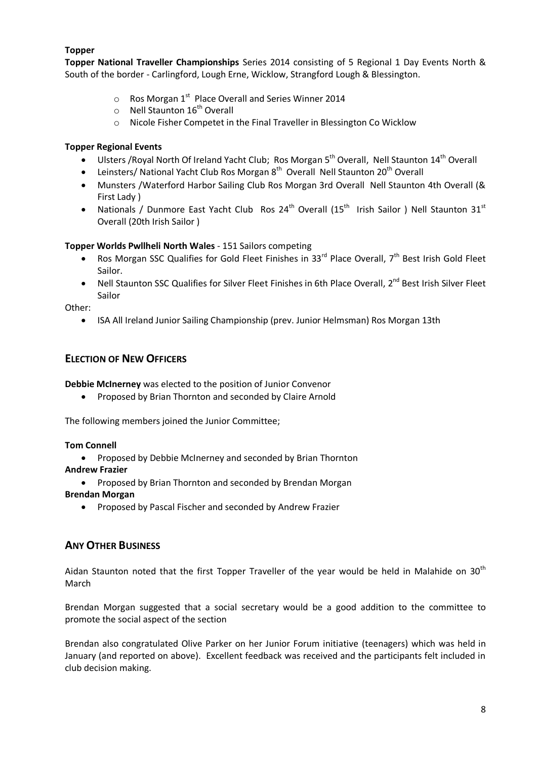**Topper**

**Topper National Traveller Championships** Series 2014 consisting of 5 Regional 1 Day Events North & South of the border - Carlingford, Lough Erne, Wicklow, Strangford Lough & Blessington.

- Ros Morgan 1st Place Overall and Series Winner 2014
- Nell Staunton 16th Overall
- Nicole Fisher Competet in the Final Traveller in Blessington Co Wicklow

**Topper Regional Events**

- Ulsters /Royal North Of Ireland Yacht Club; Ros Morgan 5th Overall, Nell Staunton 14th Overall
- Leinsters/ National Yacht Club Ros Morgan 8th Overall Nell Staunton 20th Overall
- Munsters /Waterford Harbor Sailing Club Ros Morgan 3rd Overall Nell Staunton 4th Overall (& First Lady )
- Nationals / Dunmore East Yacht Club Ros 24th Overall (15th Irish Sailor ) Nell Staunton 31st Overall (20th Irish Sailor )

**Topper Worlds Pwllheli North Wales** - 151 Sailors competing

- Ros Morgan SSC Qualifies for Gold Fleet Finishes in 33rd Place Overall, 7th Best Irish Gold Fleet Sailor.
- Nell Staunton SSC Qualifies for Silver Fleet Finishes in 6th Place Overall, 2nd Best Irish Silver Fleet Sailor

Other:

- ISA All Ireland Junior Sailing Championship (prev. Junior Helmsman) Ros Morgan 13th

## ELECTION OF NEW OFFICERS

**Debbie McInerney** was elected to the position of Junior Convenor

- Proposed by Brian Thornton and seconded by Claire Arnold

The following members joined the Junior Committee;

**Tom Connell**

- Proposed by Debbie McInerney and seconded by Brian Thornton

**Andrew Frazier**

- Proposed by Brian Thornton and seconded by Brendan Morgan

**Brendan Morgan**

- Proposed by Pascal Fischer and seconded by Andrew Frazier

## ANY OTHER BUSINESS

Aidan Staunton noted that the first Topper Traveller of the year would be held in Malahide on 30th March

Brendan Morgan suggested that a social secretary would be a good addition to the committee to promote the social aspect of the section

Brendan also congratulated Olive Parker on her Junior Forum initiative (teenagers) which was held in January (and reported on above). Excellent feedback was received and the participants felt included in club decision making.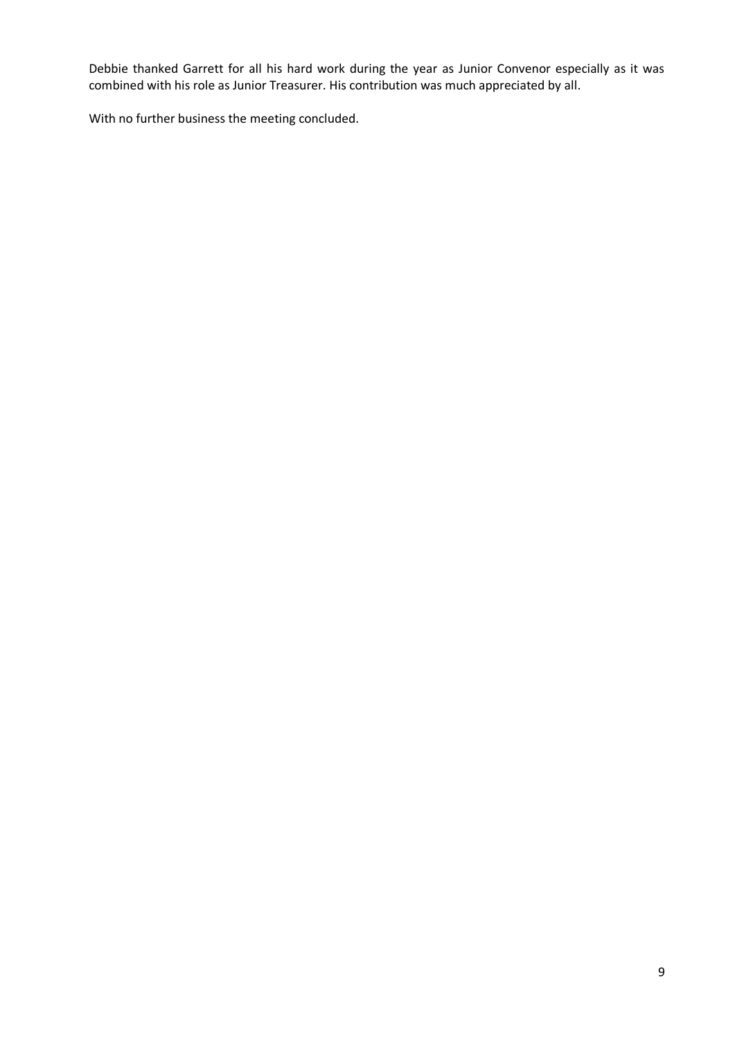Debbie thanked Garrett for all his hard work during the year as Junior Convenor especially as it was combined with his role as Junior Treasurer. His contribution was much appreciated by all.

With no further business the meeting concluded.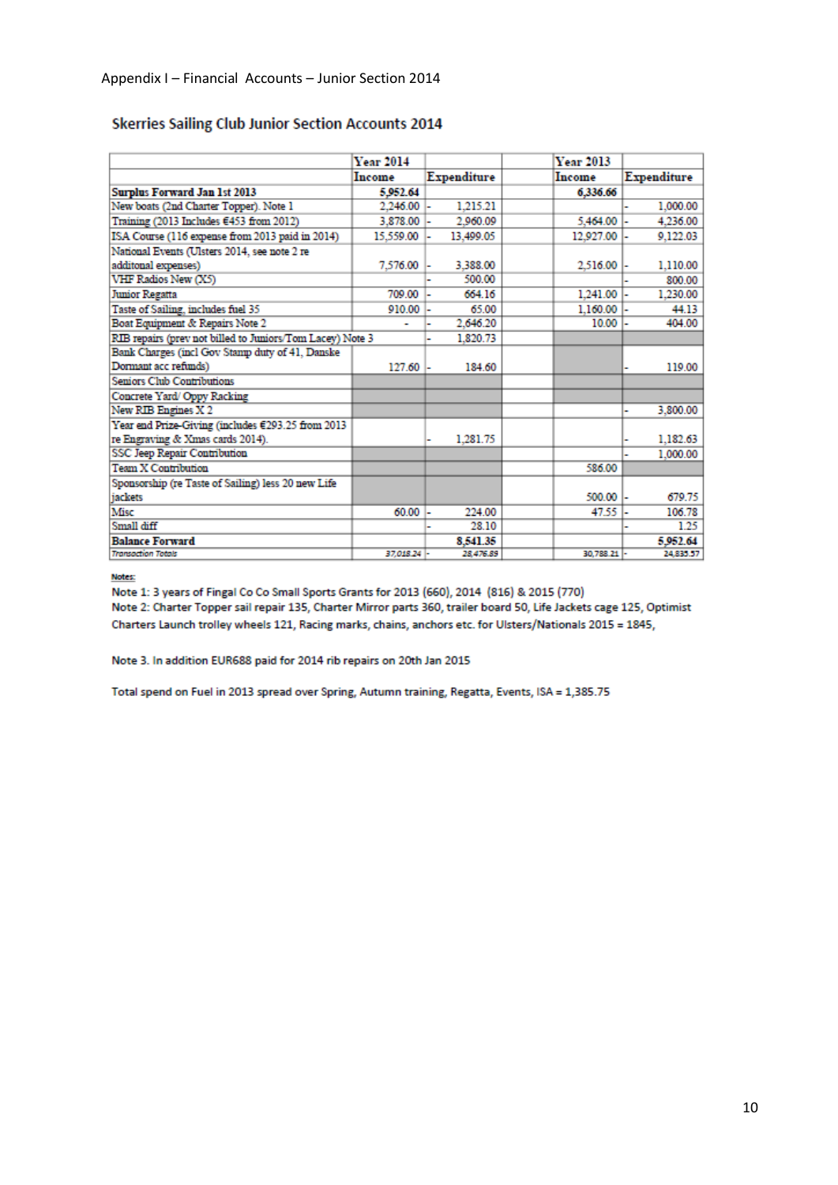Appendix I – Financial Accounts – Junior Section 2014

## Skerries Sailing Club Junior Section Accounts 2014

| | Year 2014 | | | Year 2013 | |
|---|---|---|---|---|---|
| | Income | Expenditure | | Income | Expenditure |
| **Surplus Forward Jan 1st 2013** | **5,952.64** | | | **6,336.66** | |
| New boats (2nd Charter Topper). Note 1 | 2,246.00 | - 1,215.21 | | | - 1,000.00 |
| Training (2013 Includes €453 from 2012) | 3,878.00 | - 2,960.09 | | 5,464.00 | - 4,236.00 |
| ISA Course (116 expense from 2013 paid in 2014) | 15,559.00 | - 13,499.05 | | 12,927.00 | - 9,122.03 |
| National Events (Ulsters 2014, see note 2 re additonal expenses) | 7,576.00 | - 3,388.00 | | 2,516.00 | - 1,110.00 |
| VHF Radios New (X5) | | - 500.00 | | | - 800.00 |
| Junior Regatta | 709.00 | - 664.16 | | 1,241.00 | - 1,230.00 |
| Taste of Sailing, includes fuel 35 | 910.00 | - 65.00 | | 1,160.00 | - 44.13 |
| Boat Equipment & Repairs Note 2 | - | - 2,646.20 | | 10.00 | - 404.00 |
| RIB repairs (prev not billed to Juniors/Tom Lacey) Note 3 | | - 1,820.73 | | | |
| Bank Charges (incl Gov Stamp duty of 41, Danske Dormant acc refunds) | 127.60 | - 184.60 | | | - 119.00 |
| Seniors Club Contributions | | | | | |
| Concrete Yard/ Oppy Racking | | | | | |
| New RIB Engines X 2 | | | | | - 3,800.00 |
| Year end Prize-Giving (includes €293.25 from 2013 re Engraving & Xmas cards 2014). | | - 1,281.75 | | | - 1,182.63 |
| SSC Jeep Repair Contribution | | | | | - 1,000.00 |
| Team X Contribution | | | | 586.00 | |
| Sponsorship (re Taste of Sailing) less 20 new Life jackets | | | | 500.00 | - 679.75 |
| Misc | 60.00 | - 224.00 | | 47.55 | - 106.78 |
| Small diff | | - 28.10 | | | - 1.25 |
| **Balance Forward** | | **8,541.35** | | | **5,952.64** |
| *Transaction Totals* | *37,018.24* | *- 28,476.89* | | *30,788.21* | *- 24,835.57* |

Notes:

Note 1: 3 years of Fingal Co Co Small Sports Grants for 2013 (660), 2014 (816) & 2015 (770)

Note 2: Charter Topper sail repair 135, Charter Mirror parts 360, trailer board 50, Life Jackets cage 125, Optimist Charters Launch trolley wheels 121, Racing marks, chains, anchors etc. for Ulsters/Nationals 2015 = 1845,

Note 3. In addition EUR688 paid for 2014 rib repairs on 20th Jan 2015

Total spend on Fuel in 2013 spread over Spring, Autumn training, Regatta, Events, ISA = 1,385.75